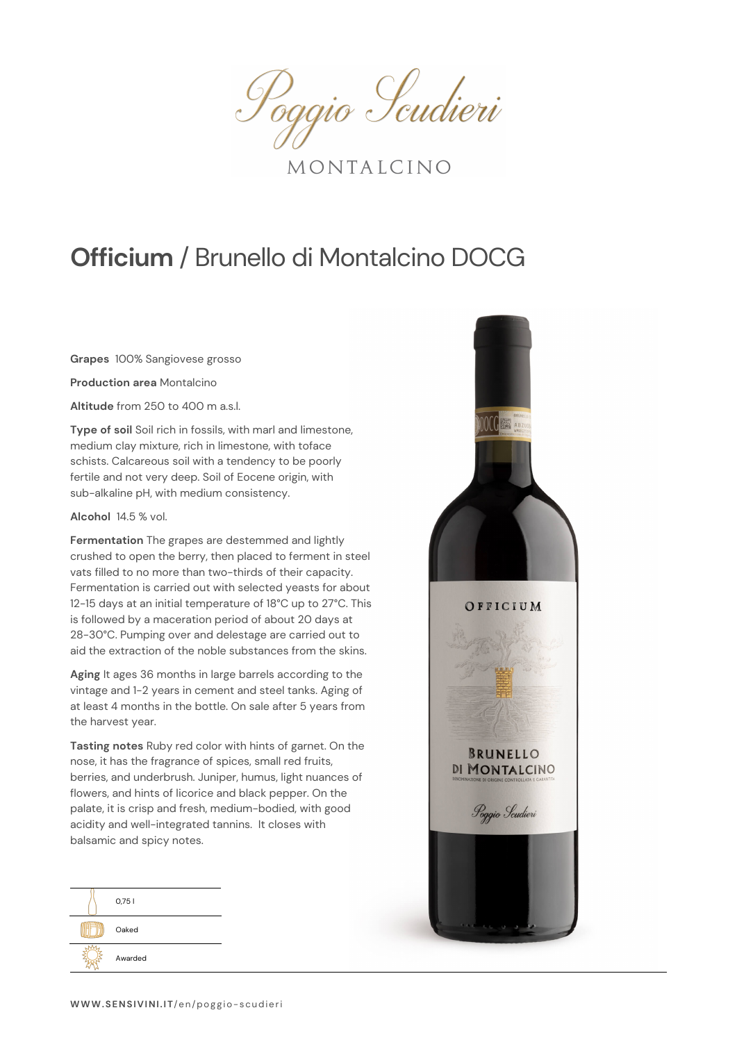Poggio Scudieri

MONTALCINO

# **Officium** / Brunello di Montalcino DOCG

**Grapes** 100% Sangiovese grosso

**Production area** Montalcino

**Altitude** from 250 to 400 m a.s.l.

**Type of soil** Soil rich in fossils, with marl and limestone, medium clay mixture, rich in limestone, with toface schists. Calcareous soil with a tendency to be poorly fertile and not very deep. Soil of Eocene origin, with sub-alkaline pH, with medium consistency.

**Alcohol** 14.5 % vol.

**Fermentation** The grapes are destemmed and lightly crushed to open the berry, then placed to ferment in steel vats filled to no more than two-thirds of their capacity. Fermentation is carried out with selected yeasts for about 12-15 days at an initial temperature of 18°C up to 27°C. This is followed by a maceration period of about 20 days at 28-30°C. Pumping over and delestage are carried out to aid the extraction of the noble substances from the skins.

**Aging** It ages 36 months in large barrels according to the vintage and 1-2 years in cement and steel tanks. Aging of at least 4 months in the bottle. On sale after 5 years from the harvest year.

**Tasting notes** Ruby red color with hints of garnet. On the nose, it has the fragrance of spices, small red fruits, berries, and underbrush. Juniper, humus, light nuances of flowers, and hints of licorice and black pepper. On the palate, it is crisp and fresh, medium-bodied, with good acidity and well-integrated tannins. It closes with balsamic and spicy notes.

- 0,75 l
- Oaked
- Awarded

WWW.SENSIVINI.IT/en/poggio-scudieri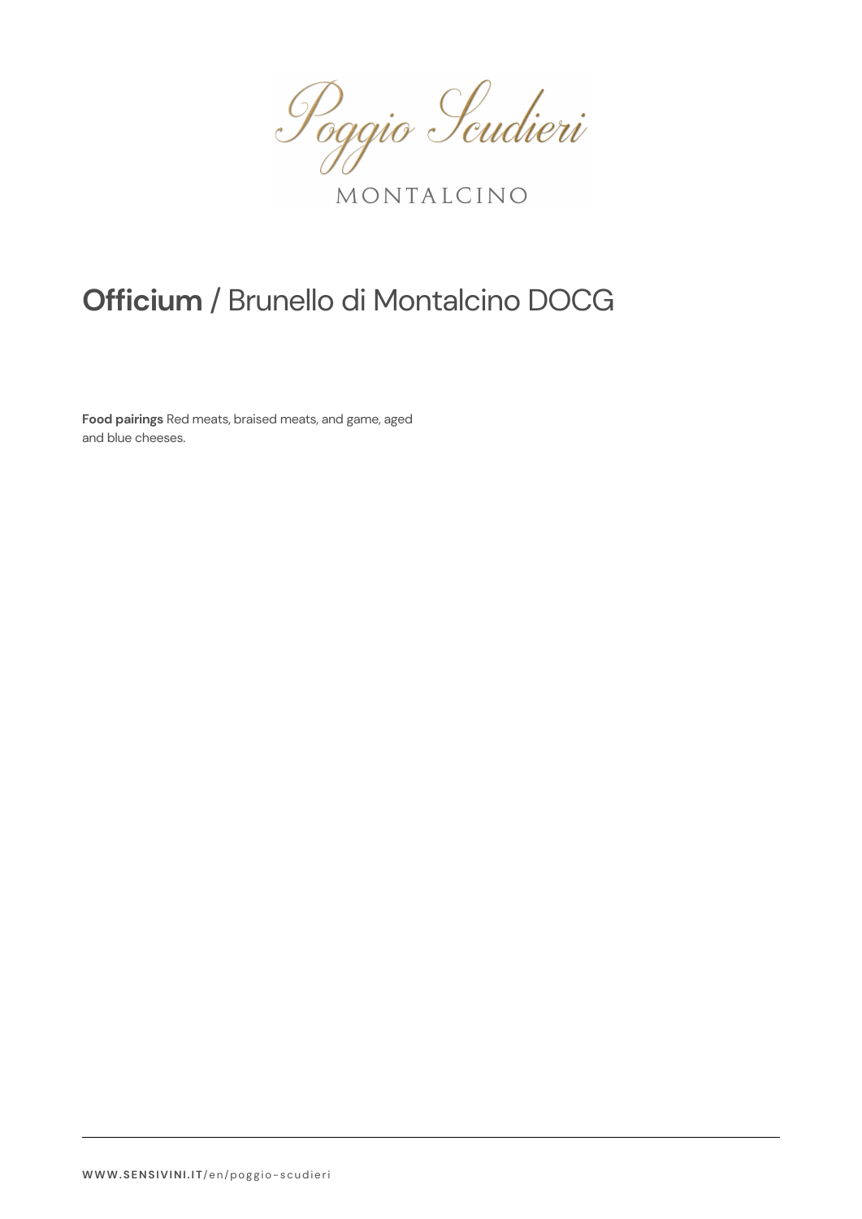Poggio Scudieri

MONTALCINO

# **Officium** / Brunello di Montalcino DOCG

**Food pairings** Red meats, braised meats, and game, aged and blue cheeses.

WWW.SENSIVINI.IT/en/poggio-scudieri